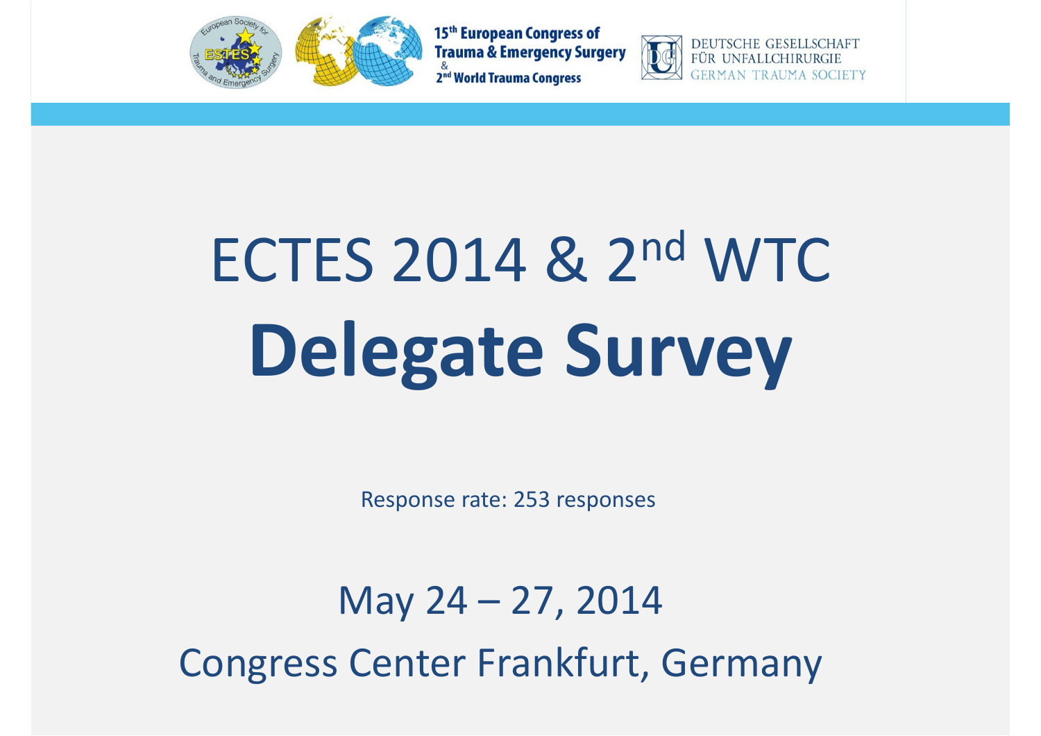15th European Congress of Trauma & Emergency Surgery & 2nd World Trauma Congress

DEUTSCHE GESELLSCHAFT FÜR UNFALLCHIRURGIE
GERMAN TRAUMA SOCIETY

# ECTES 2014 & 2nd WTC

# Delegate Survey

Response rate: 253 responses

May 24 – 27, 2014

Congress Center Frankfurt, Germany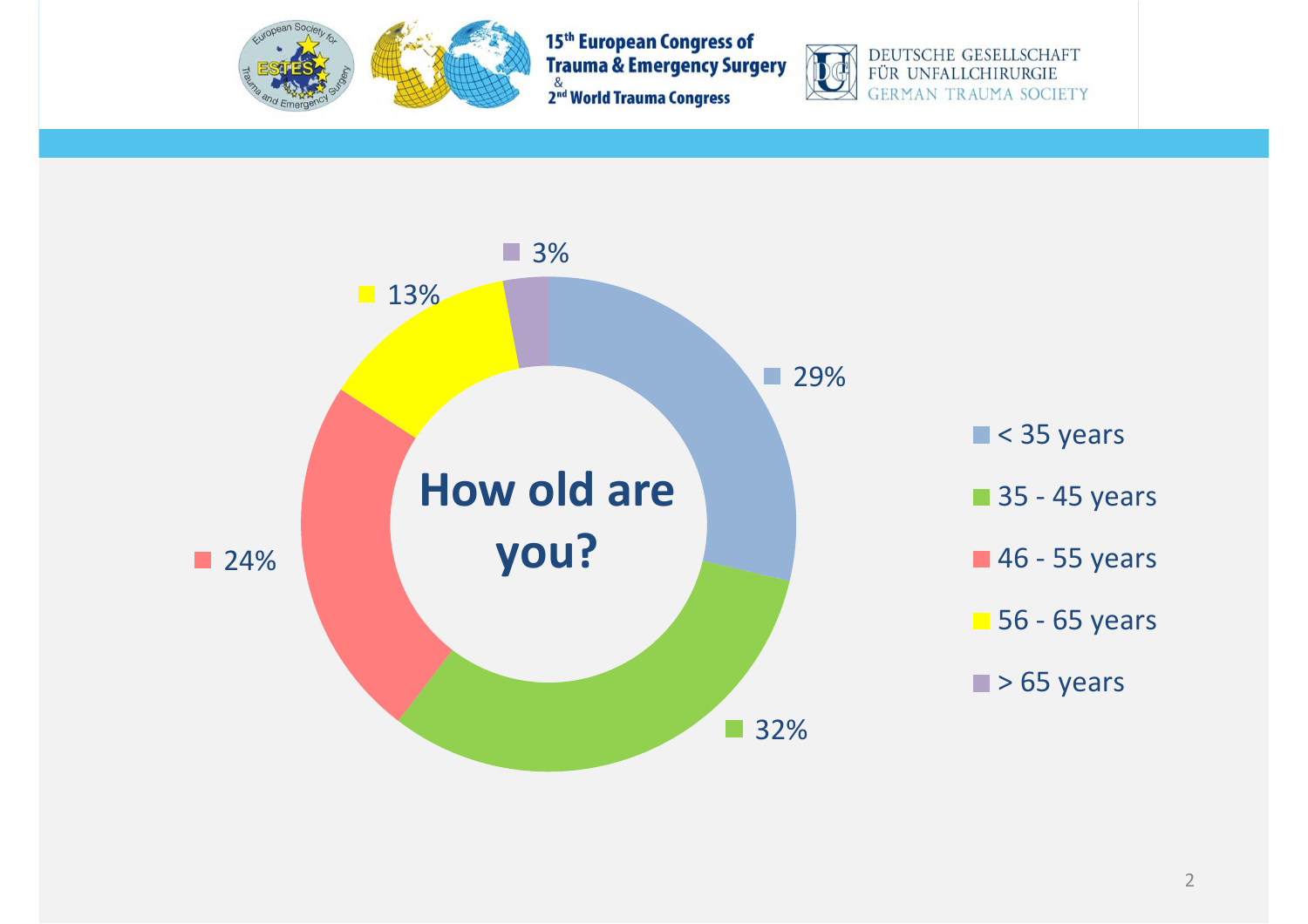# How old are you?

| Age group | Percentage |
|---|---|
| < 35 years | 29% |
| 35 - 45 years | 32% |
| 46 - 55 years | 24% |
| 56 - 65 years | 13% |
| > 65 years | 3% |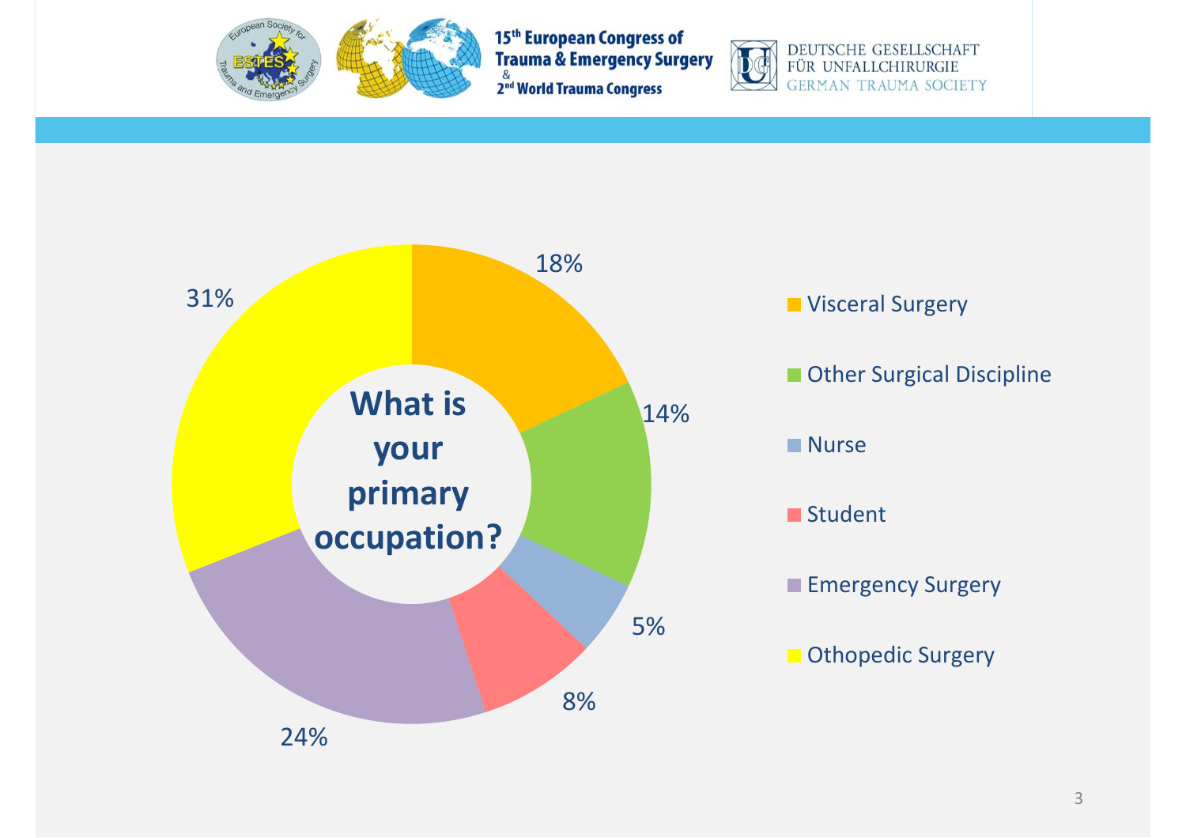## What is your primary occupation?

| Occupation | Percentage |
|---|---|
| Visceral Surgery | 18% |
| Other Surgical Discipline | 14% |
| Nurse | 5% |
| Student | 8% |
| Emergency Surgery | 24% |
| Othopedic Surgery | 31% |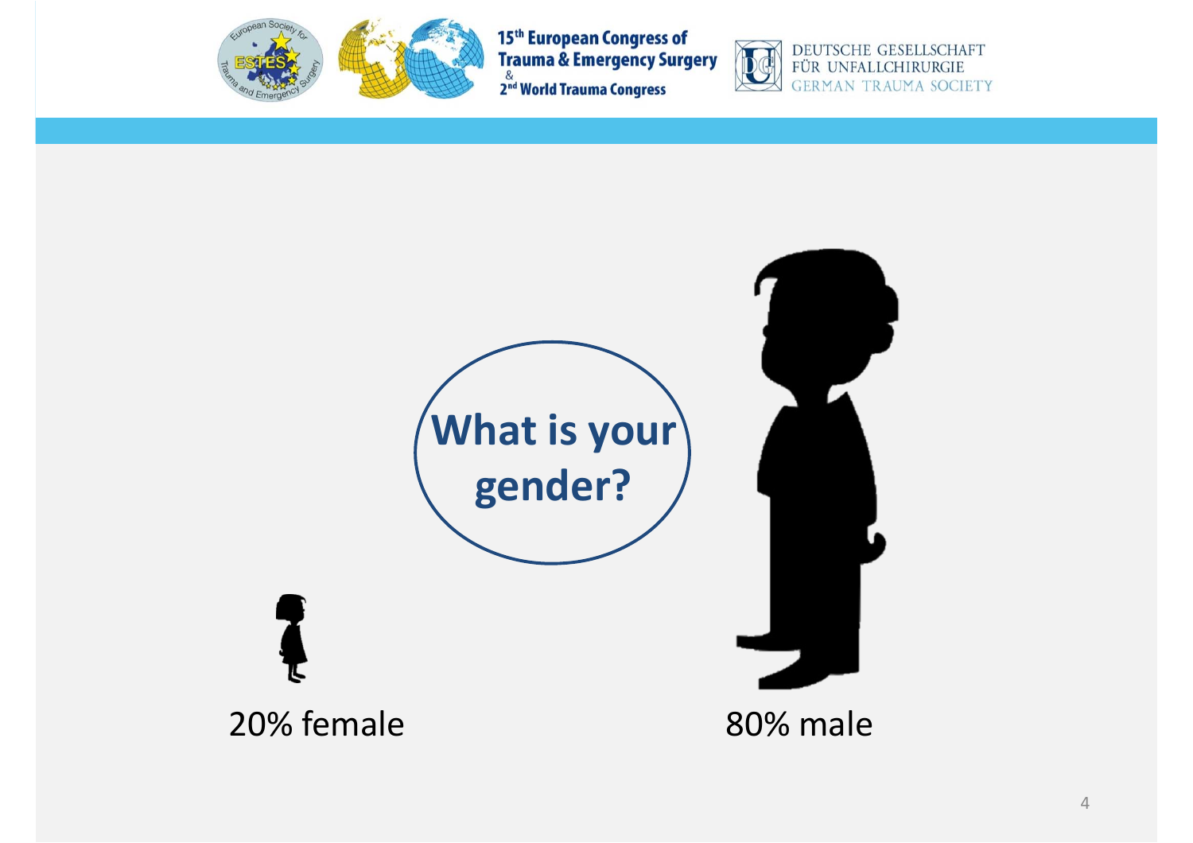What is your gender?

20% female

80% male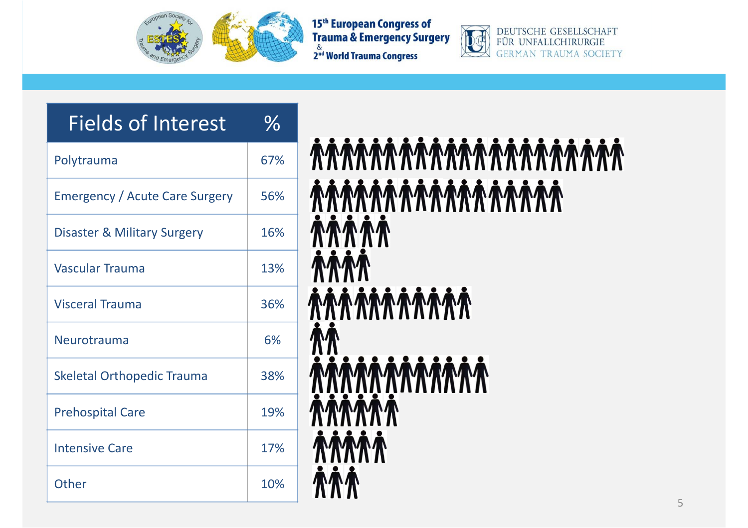| Fields of Interest | % |
|---|---|
| Polytrauma | 67% |
| Emergency / Acute Care Surgery | 56% |
| Disaster & Military Surgery | 16% |
| Vascular Trauma | 13% |
| Visceral Trauma | 36% |
| Neurotrauma | 6% |
| Skeletal Orthopedic Trauma | 38% |
| Prehospital Care | 19% |
| Intensive Care | 17% |
| Other | 10% |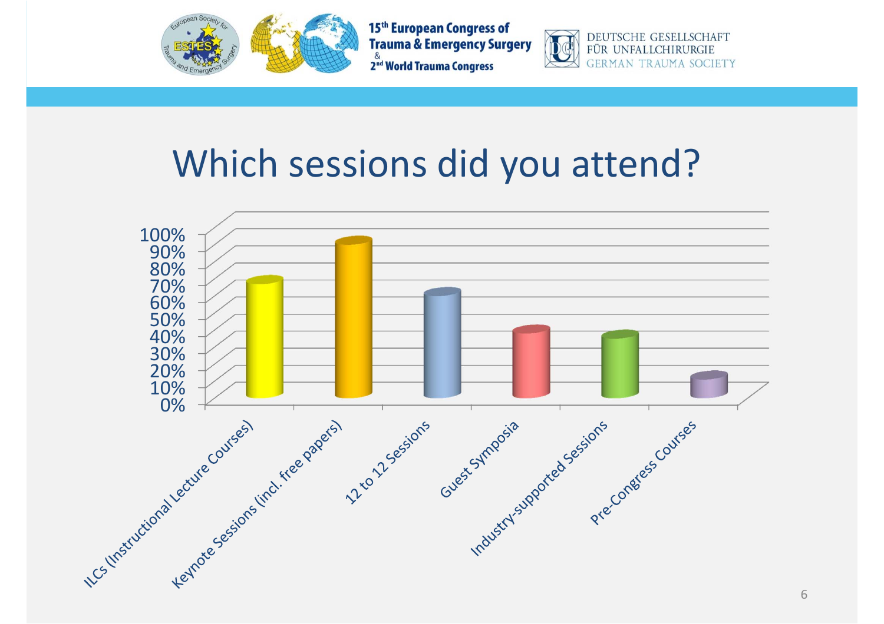# Which sessions did you attend?

100%
90%
80%
70%
60%
50%
40%
30%
20%
10%
0%

ILCs (Instructional Lecture Courses) | Keynote Sessions (incl. free papers) | 12 to 12 Sessions | Guest Symposia | Industry-supported Sessions | Pre-Congress Courses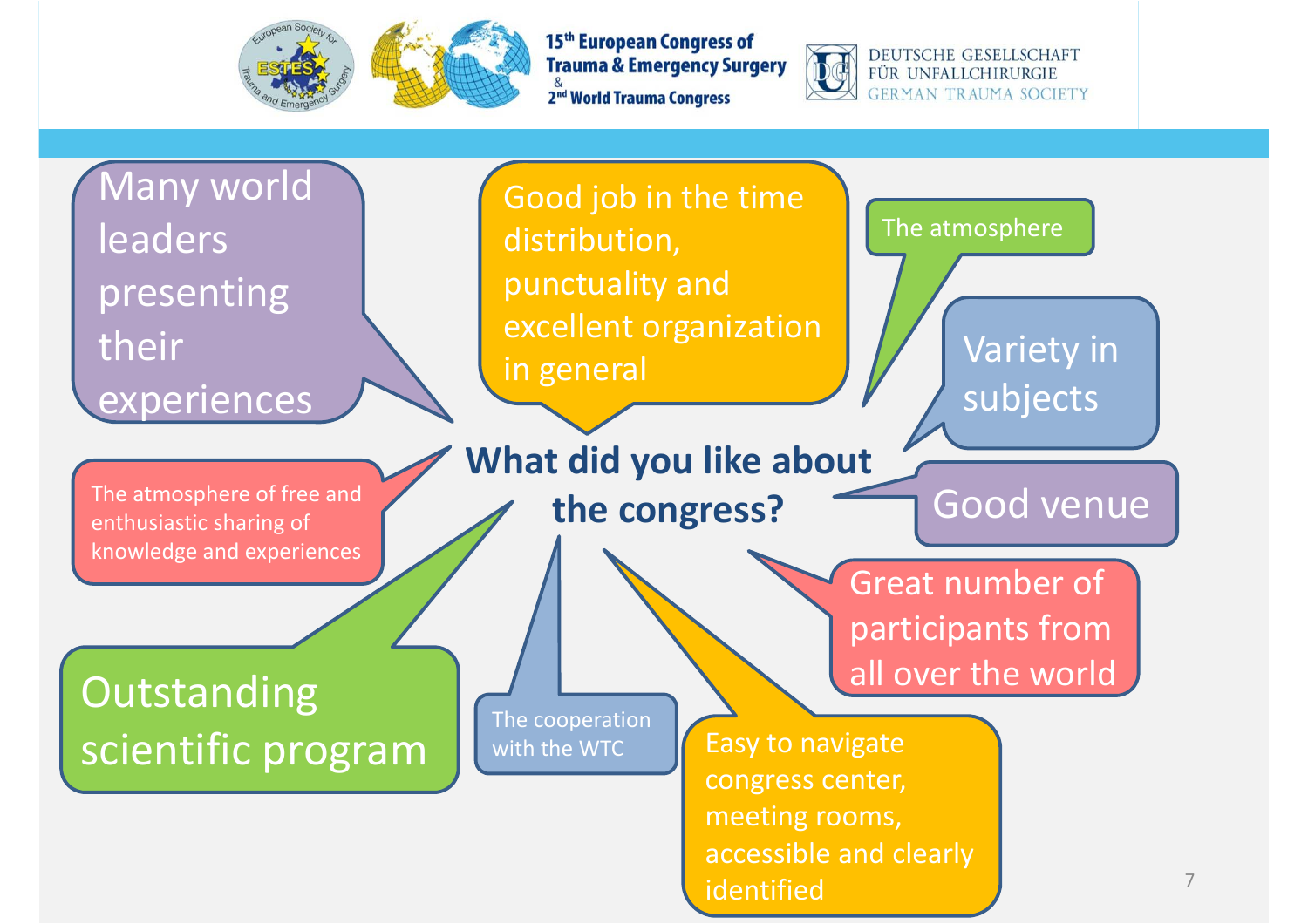# What did you like about the congress?

- Many world leaders presenting their experiences
- Good job in the time distribution, punctuality and excellent organization in general
- The atmosphere
- Variety in subjects
- Good venue
- Great number of participants from all over the world
- Easy to navigate congress center, meeting rooms, accessible and clearly identified
- The cooperation with the WTC
- Outstanding scientific program
- The atmosphere of free and enthusiastic sharing of knowledge and experiences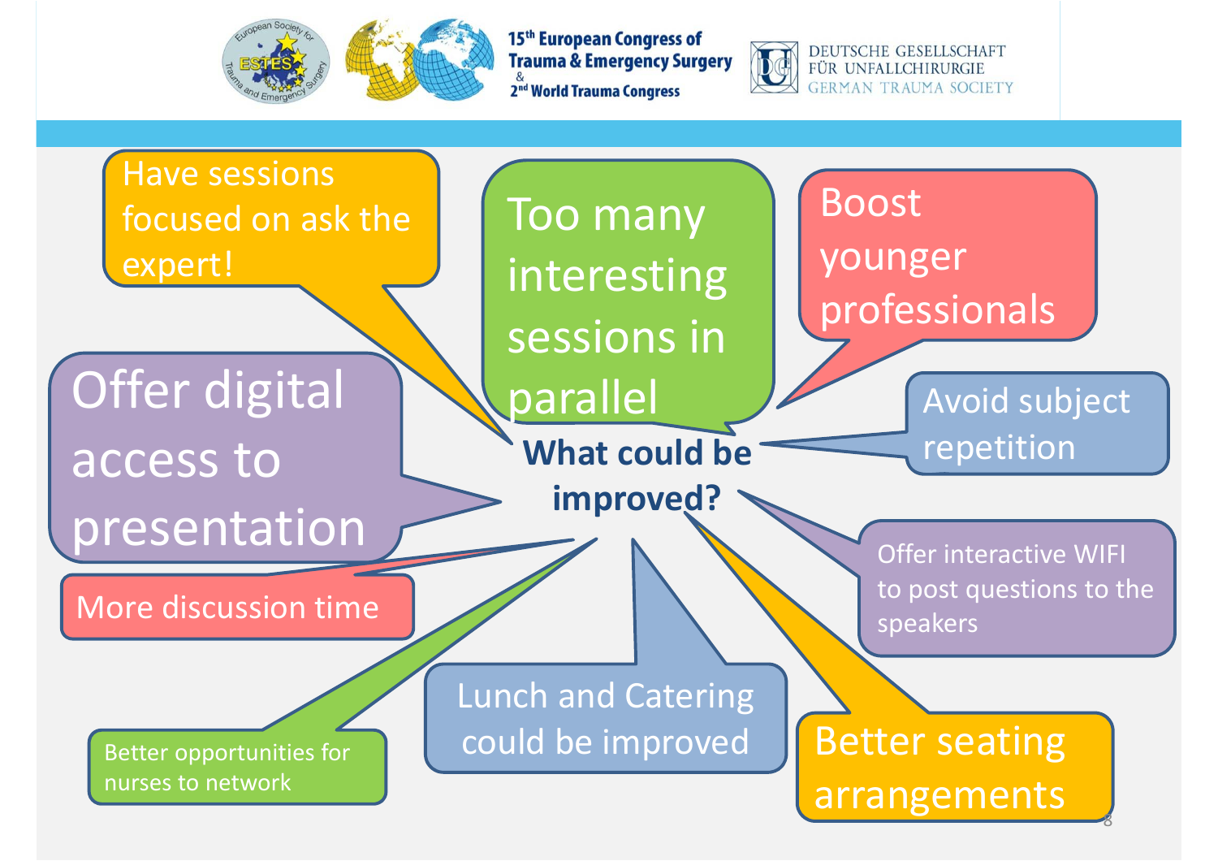## What could be improved?

- Have sessions focused on ask the expert!
- Too many interesting sessions in parallel
- Boost younger professionals
- Offer digital access to presentation
- Avoid subject repetition
- More discussion time
- Offer interactive WIFI to post questions to the speakers
- Better opportunities for nurses to network
- Lunch and Catering could be improved
- Better seating arrangements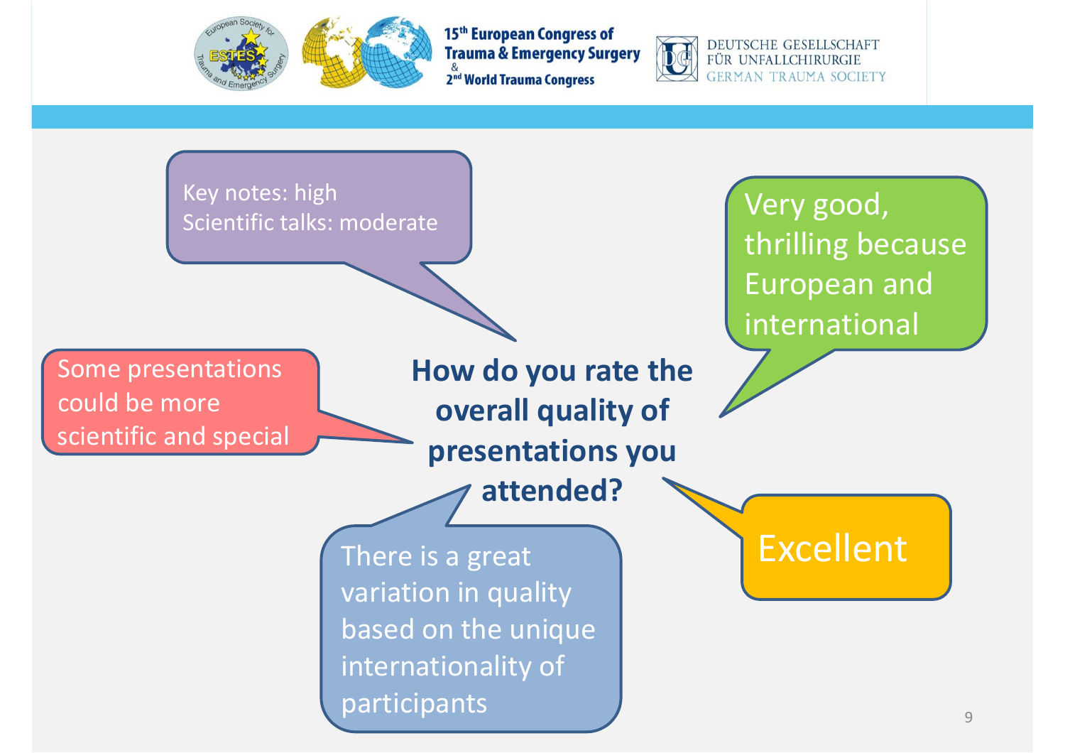## How do you rate the overall quality of presentations you attended?

- Key notes: high
  Scientific talks: moderate
- Very good, thrilling because European and international
- Some presentations could be more scientific and special
- There is a great variation in quality based on the unique internationality of participants
- Excellent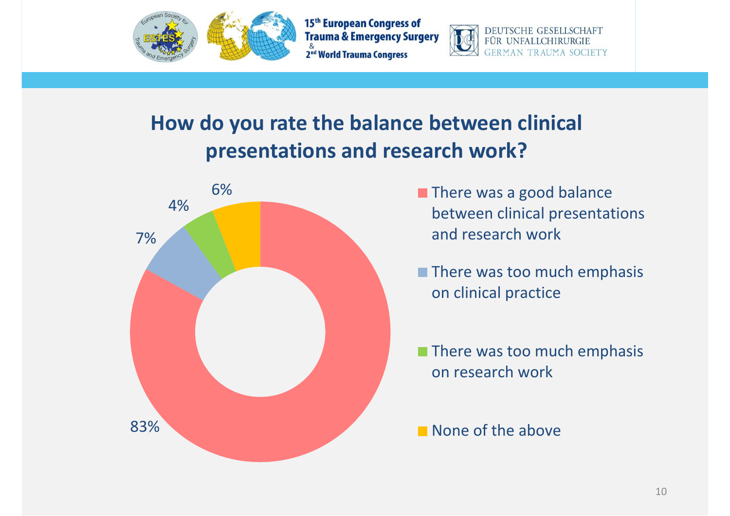## How do you rate the balance between clinical presentations and research work?

| Response | Percentage |
| --- | --- |
| There was a good balance between clinical presentations and research work | 83% |
| There was too much emphasis on clinical practice | 7% |
| There was too much emphasis on research work | 4% |
| None of the above | 6% |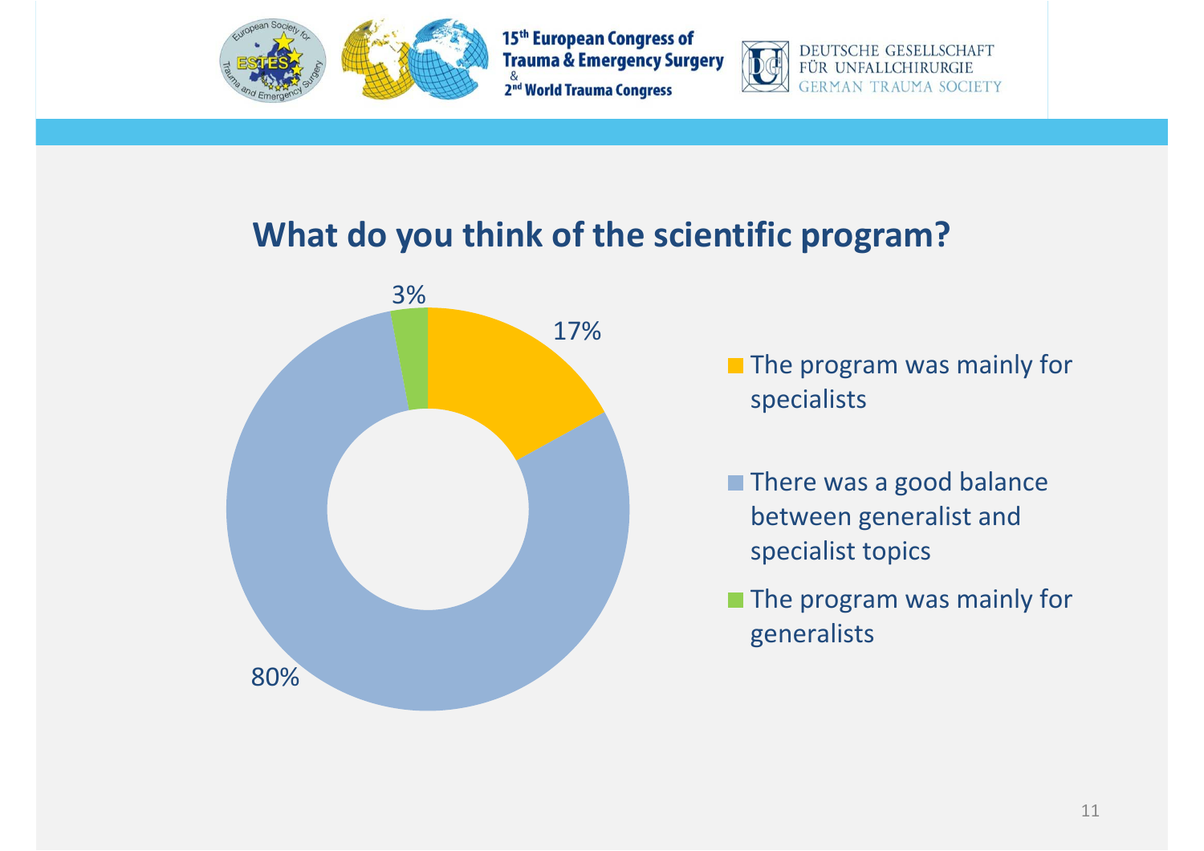# What do you think of the scientific program?

- The program was mainly for specialists: 17%
- There was a good balance between generalist and specialist topics: 80%
- The program was mainly for generalists: 3%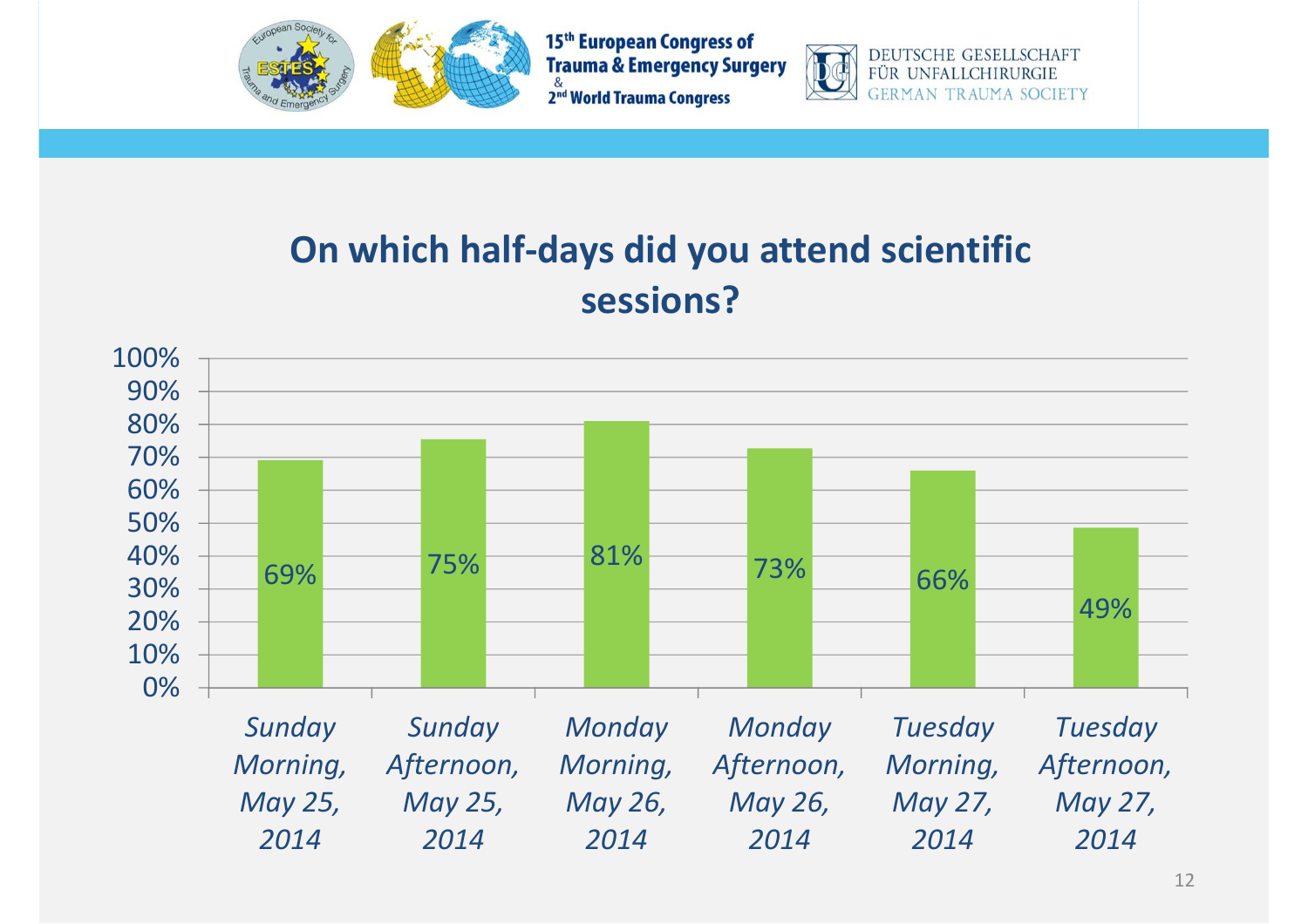## On which half-days did you attend scientific sessions?

| Half-day | Percentage |
|---|---|
| Sunday Morning, May 25, 2014 | 69% |
| Sunday Afternoon, May 25, 2014 | 75% |
| Monday Morning, May 26, 2014 | 81% |
| Monday Afternoon, May 26, 2014 | 73% |
| Tuesday Morning, May 27, 2014 | 66% |
| Tuesday Afternoon, May 27, 2014 | 49% |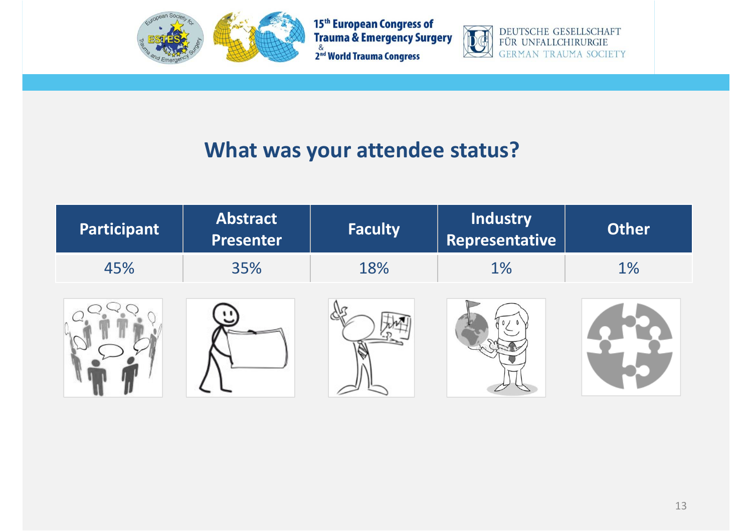## What was your attendee status?

| Participant | Abstract Presenter | Faculty | Industry Representative | Other |
|---|---|---|---|---|
| 45% | 35% | 18% | 1% | 1% |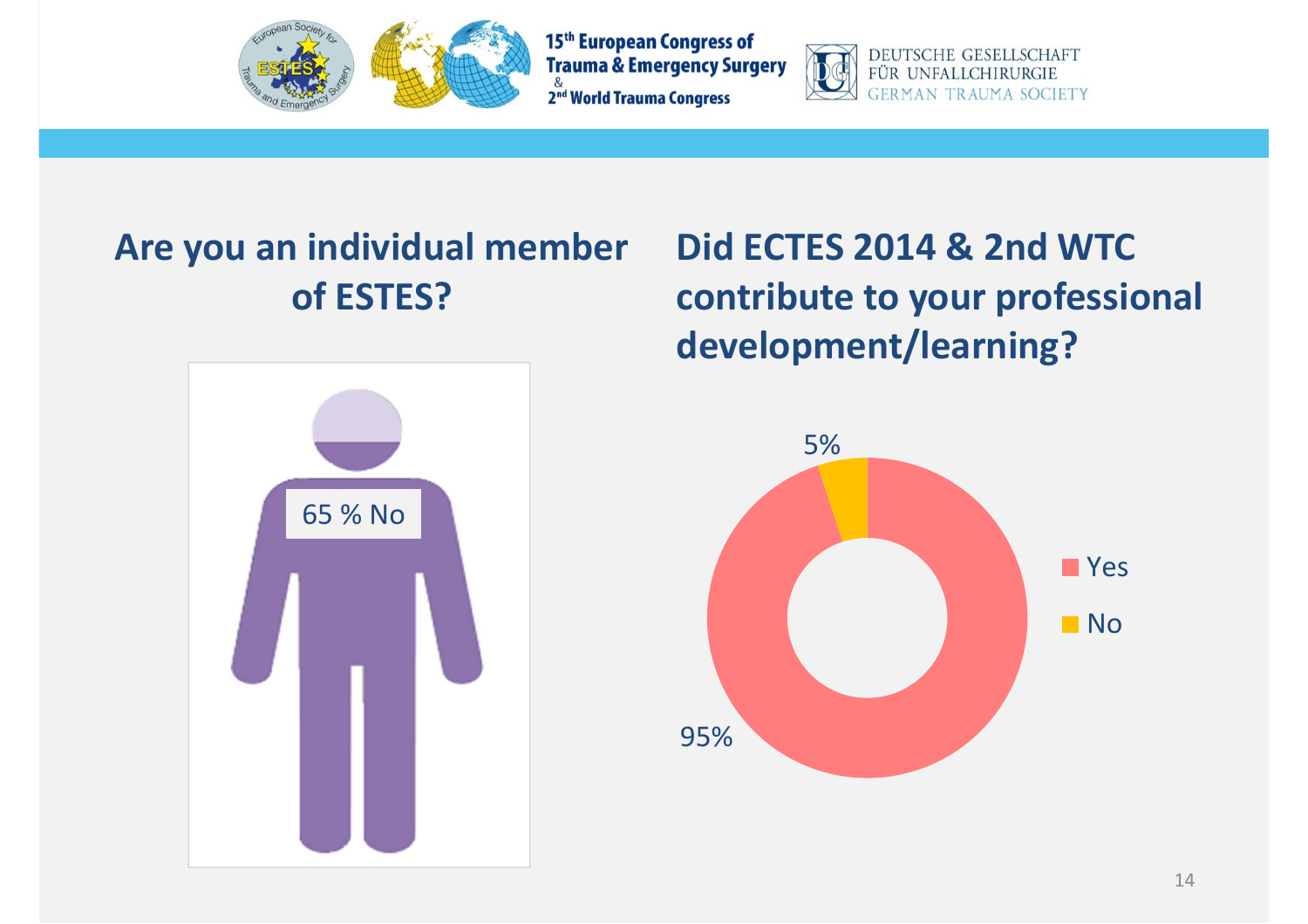## Are you an individual member of ESTES?

65 % No

## Did ECTES 2014 & 2nd WTC contribute to your professional development/learning?

5%

95%

- Yes
- No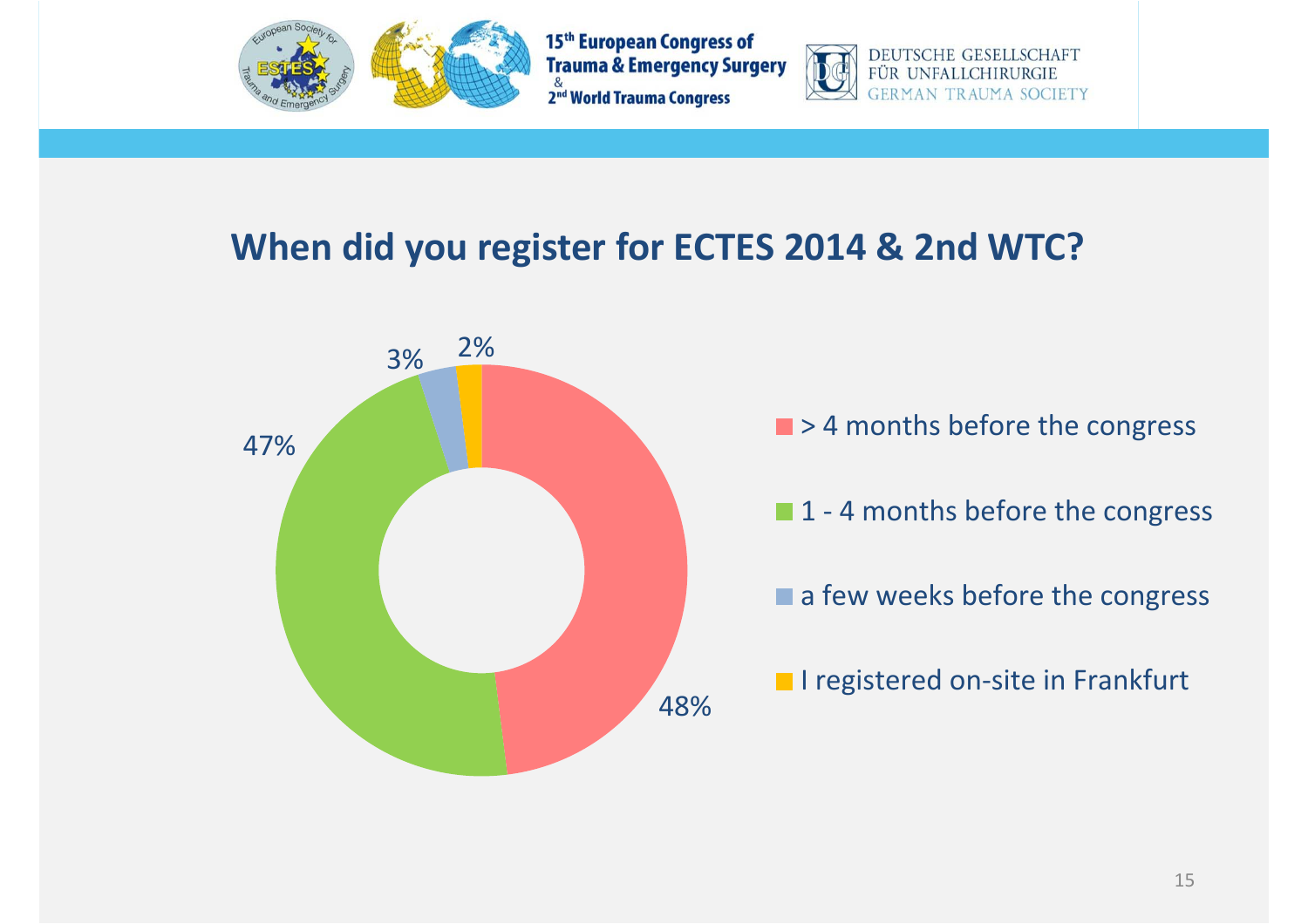## When did you register for ECTES 2014 & 2nd WTC?

| Response | Percentage |
| --- | --- |
| > 4 months before the congress | 48% |
| 1 - 4 months before the congress | 47% |
| a few weeks before the congress | 3% |
| I registered on-site in Frankfurt | 2% |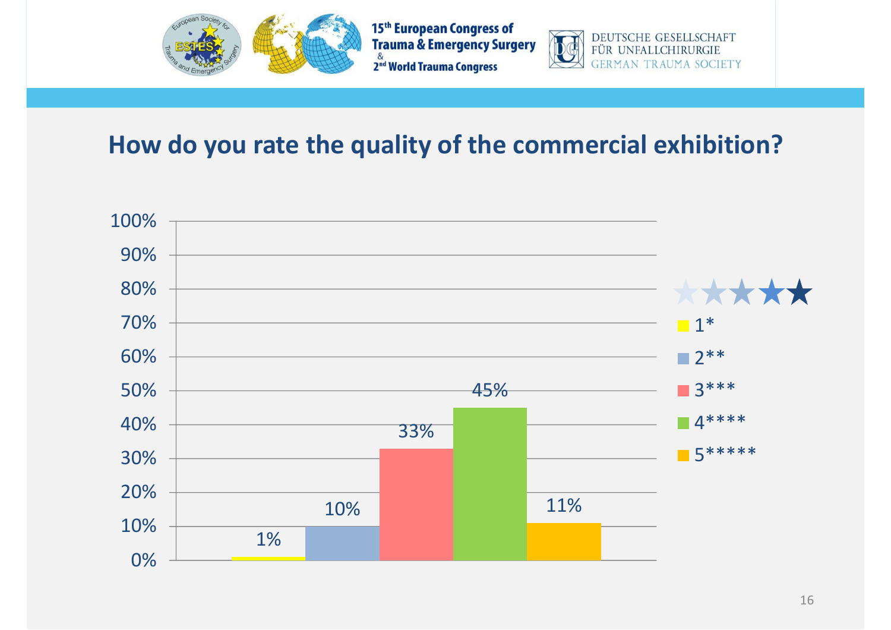# How do you rate the quality of the commercial exhibition?

| Rating | Percentage |
|---|---|
| 1* | 1% |
| 2** | 10% |
| 3*** | 33% |
| 4**** | 45% |
| 5***** | 11% |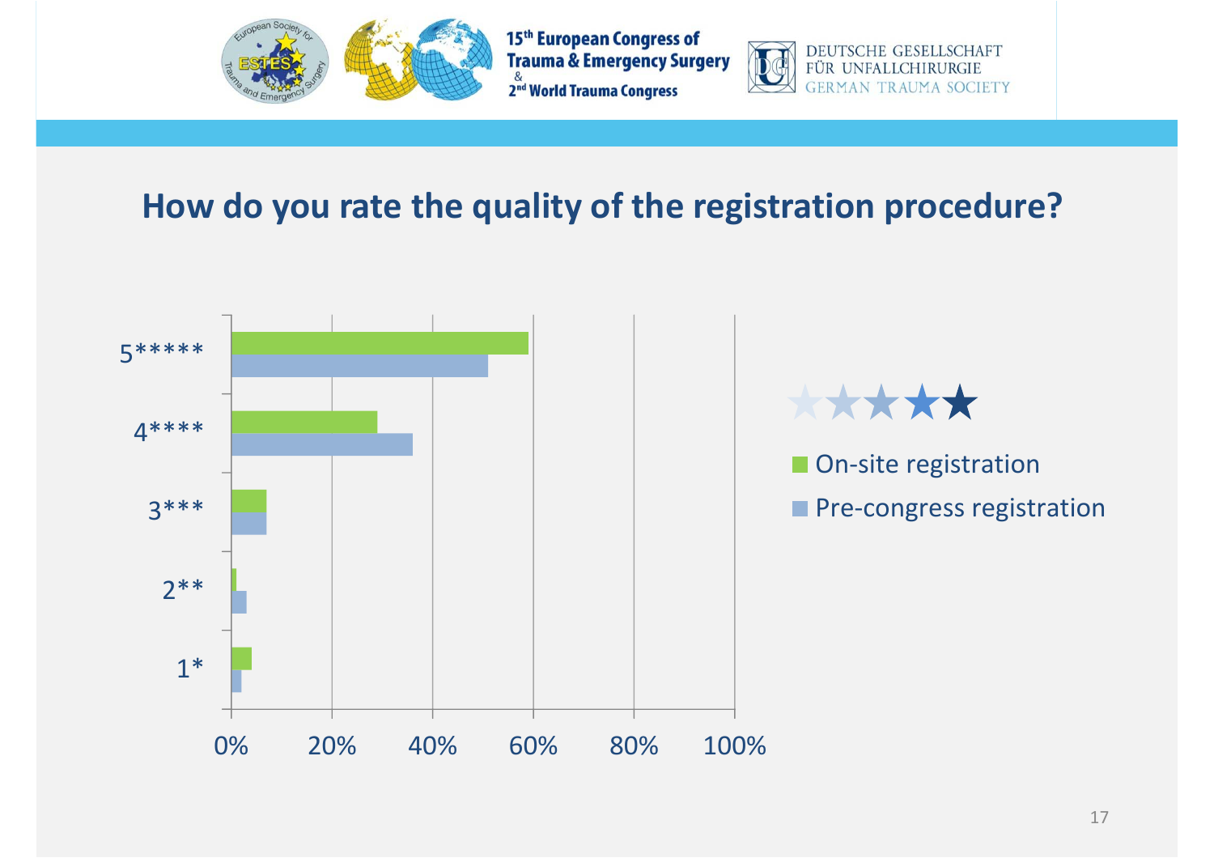## How do you rate the quality of the registration procedure?

5*****

4****

3***

2**

1*

0% 20% 40% 60% 80% 100%

- On-site registration
- Pre-congress registration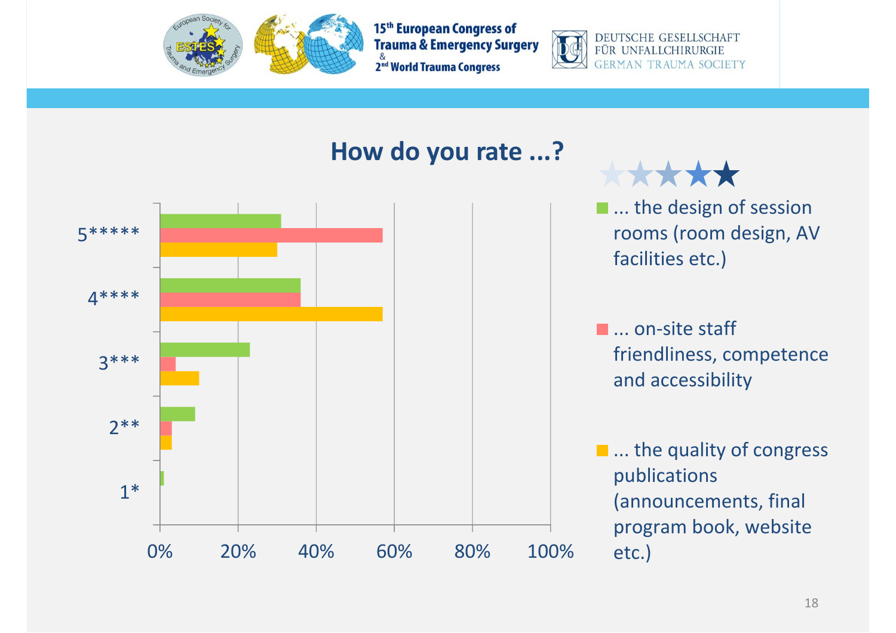## How do you rate ...?

| Rating | ... the design of session rooms (room design, AV facilities etc.) | ... on-site staff friendliness, competence and accessibility | ... the quality of congress publications (announcements, final program book, website etc.) |
|---|---|---|---|
| 5***** | ~31% | ~57% | ~30% |
| 4**** | ~36% | ~36% | ~57% |
| 3*** | ~23% | ~4% | ~10% |
| 2** | ~9% | ~3% | ~3% |
| 1* | ~1% | | |

0% 20% 40% 60% 80% 100%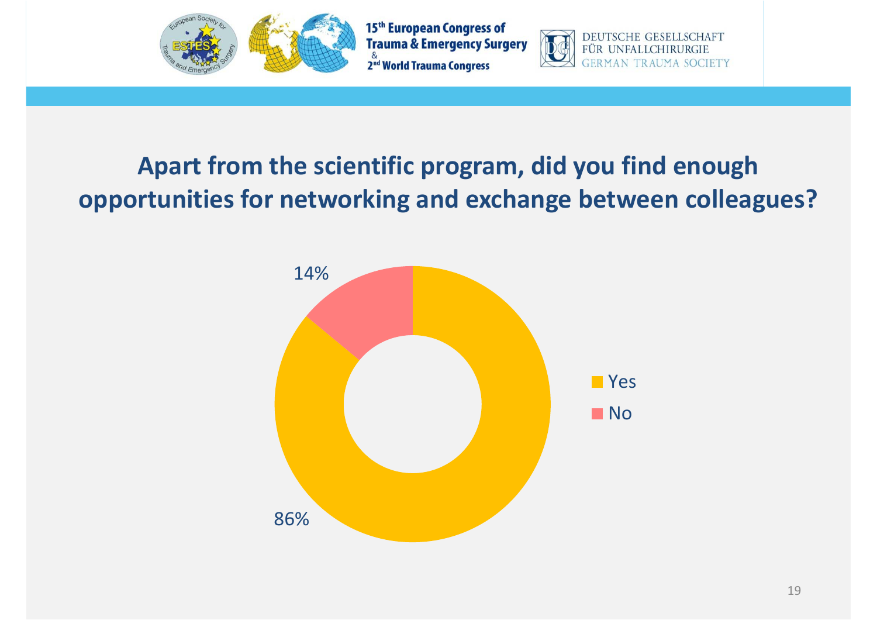# Apart from the scientific program, did you find enough opportunities for networking and exchange between colleagues?

| Answer | Percentage |
| --- | --- |
| Yes | 86% |
| No | 14% |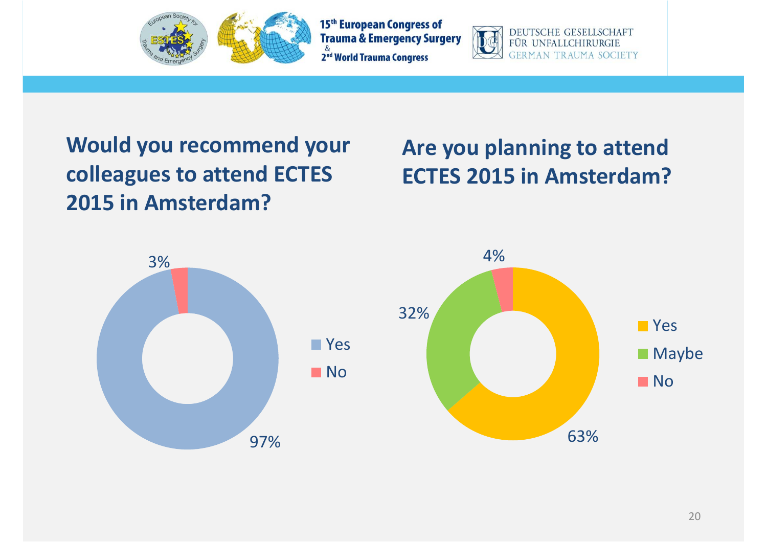## Would you recommend your colleagues to attend ECTES 2015 in Amsterdam?

| Answer | Percentage |
| --- | --- |
| Yes | 97% |
| No | 3% |

## Are you planning to attend ECTES 2015 in Amsterdam?

| Answer | Percentage |
| --- | --- |
| Yes | 63% |
| Maybe | 32% |
| No | 4% |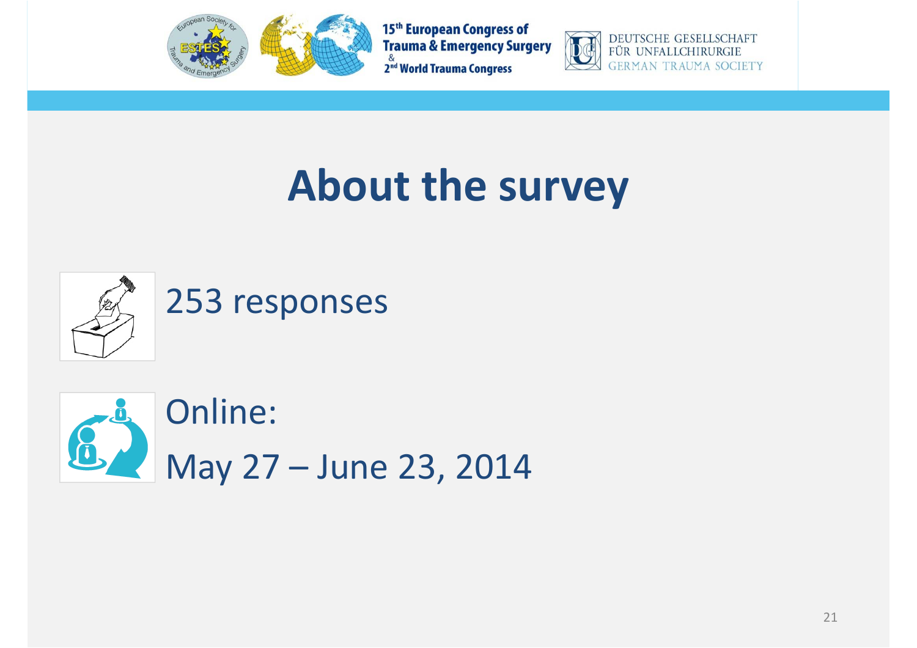# About the survey

253 responses

Online:

May 27 – June 23, 2014